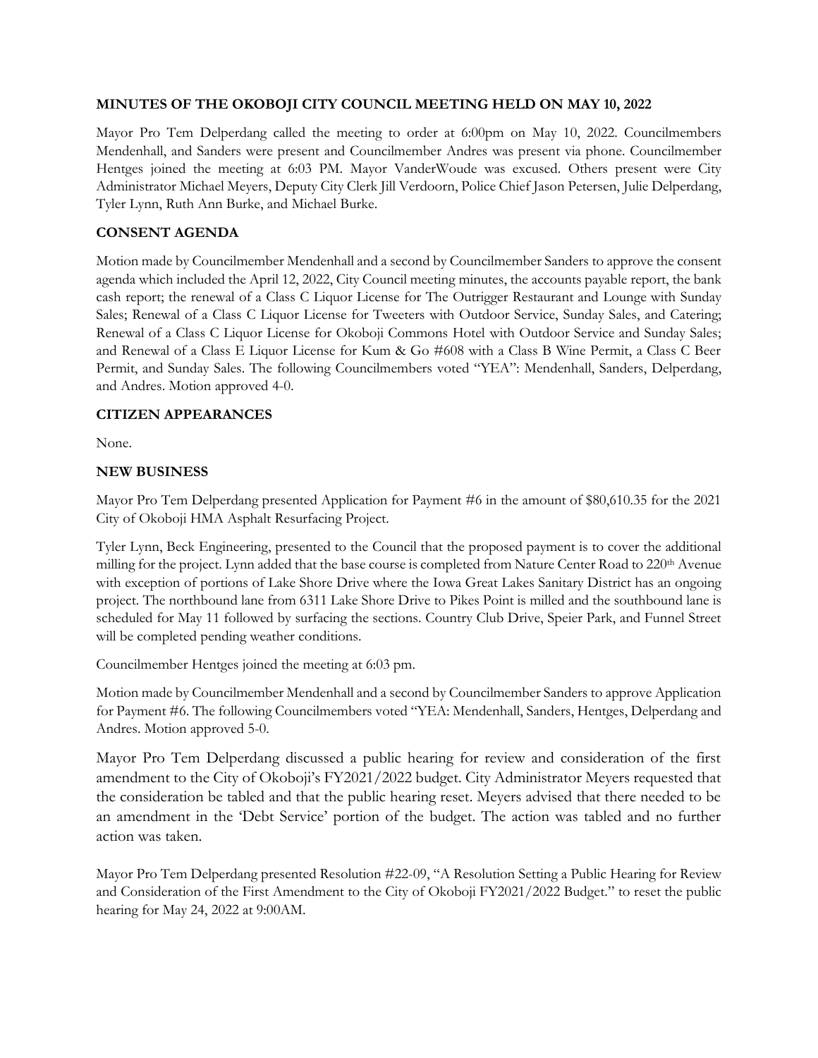**MINUTES OF THE OKOBOJI CITY COUNCIL MEETING HELD ON MAY 10, 2022**

Mayor Pro Tem Delperdang called the meeting to order at 6:00pm on May 10, 2022. Councilmembers Mendenhall, and Sanders were present and Councilmember Andres was present via phone. Councilmember Hentges joined the meeting at 6:03 PM. Mayor VanderWoude was excused. Others present were City Administrator Michael Meyers, Deputy City Clerk Jill Verdoorn, Police Chief Jason Petersen, Julie Delperdang, Tyler Lynn, Ruth Ann Burke, and Michael Burke.

**CONSENT AGENDA**

Motion made by Councilmember Mendenhall and a second by Councilmember Sanders to approve the consent agenda which included the April 12, 2022, City Council meeting minutes, the accounts payable report, the bank cash report; the renewal of a Class C Liquor License for The Outrigger Restaurant and Lounge with Sunday Sales; Renewal of a Class C Liquor License for Tweeters with Outdoor Service, Sunday Sales, and Catering; Renewal of a Class C Liquor License for Okoboji Commons Hotel with Outdoor Service and Sunday Sales; and Renewal of a Class E Liquor License for Kum & Go #608 with a Class B Wine Permit, a Class C Beer Permit, and Sunday Sales. The following Councilmembers voted "YEA": Mendenhall, Sanders, Delperdang, and Andres. Motion approved 4-0.

**CITIZEN APPEARANCES**

None.

**NEW BUSINESS**

Mayor Pro Tem Delperdang presented Application for Payment #6 in the amount of $80,610.35 for the 2021 City of Okoboji HMA Asphalt Resurfacing Project.

Tyler Lynn, Beck Engineering, presented to the Council that the proposed payment is to cover the additional milling for the project. Lynn added that the base course is completed from Nature Center Road to 220th Avenue with exception of portions of Lake Shore Drive where the Iowa Great Lakes Sanitary District has an ongoing project. The northbound lane from 6311 Lake Shore Drive to Pikes Point is milled and the southbound lane is scheduled for May 11 followed by surfacing the sections. Country Club Drive, Speier Park, and Funnel Street will be completed pending weather conditions.

Councilmember Hentges joined the meeting at 6:03 pm.

Motion made by Councilmember Mendenhall and a second by Councilmember Sanders to approve Application for Payment #6. The following Councilmembers voted "YEA: Mendenhall, Sanders, Hentges, Delperdang and Andres. Motion approved 5-0.

Mayor Pro Tem Delperdang discussed a public hearing for review and consideration of the first amendment to the City of Okoboji's FY2021/2022 budget. City Administrator Meyers requested that the consideration be tabled and that the public hearing reset. Meyers advised that there needed to be an amendment in the 'Debt Service' portion of the budget. The action was tabled and no further action was taken.

Mayor Pro Tem Delperdang presented Resolution #22-09, "A Resolution Setting a Public Hearing for Review and Consideration of the First Amendment to the City of Okoboji FY2021/2022 Budget." to reset the public hearing for May 24, 2022 at 9:00AM.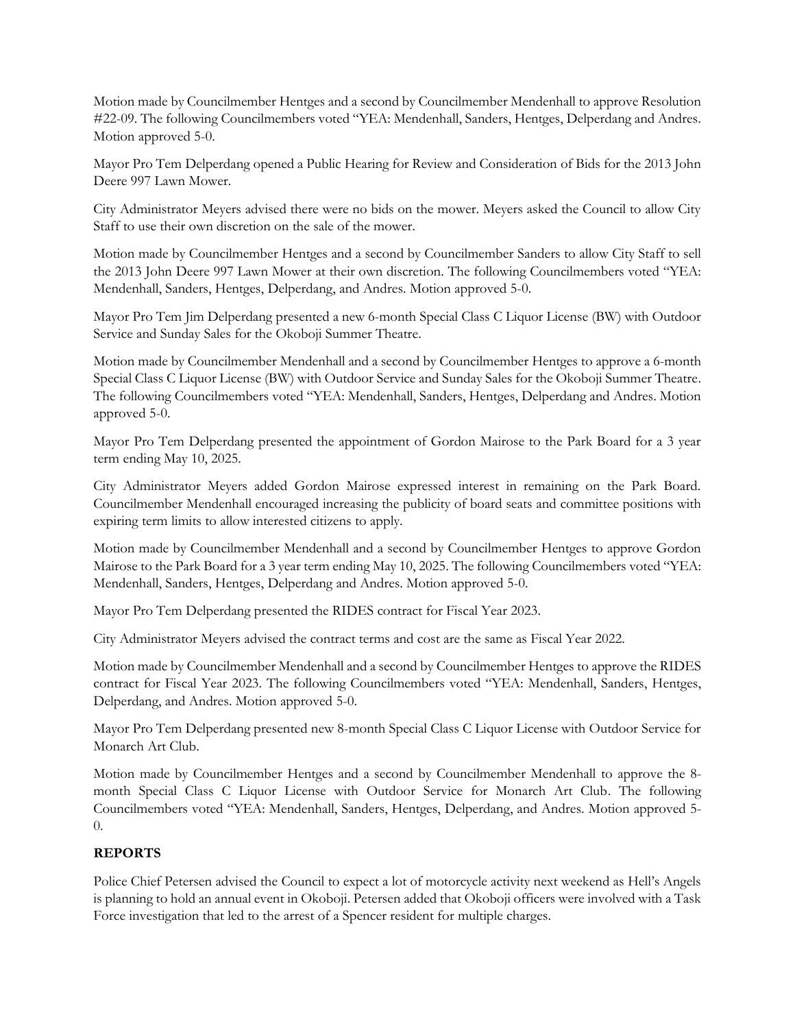Motion made by Councilmember Hentges and a second by Councilmember Mendenhall to approve Resolution #22-09. The following Councilmembers voted "YEA: Mendenhall, Sanders, Hentges, Delperdang and Andres. Motion approved 5-0.

Mayor Pro Tem Delperdang opened a Public Hearing for Review and Consideration of Bids for the 2013 John Deere 997 Lawn Mower.

City Administrator Meyers advised there were no bids on the mower. Meyers asked the Council to allow City Staff to use their own discretion on the sale of the mower.

Motion made by Councilmember Hentges and a second by Councilmember Sanders to allow City Staff to sell the 2013 John Deere 997 Lawn Mower at their own discretion. The following Councilmembers voted "YEA: Mendenhall, Sanders, Hentges, Delperdang, and Andres. Motion approved 5-0.

Mayor Pro Tem Jim Delperdang presented a new 6-month Special Class C Liquor License (BW) with Outdoor Service and Sunday Sales for the Okoboji Summer Theatre.

Motion made by Councilmember Mendenhall and a second by Councilmember Hentges to approve a 6-month Special Class C Liquor License (BW) with Outdoor Service and Sunday Sales for the Okoboji Summer Theatre. The following Councilmembers voted "YEA: Mendenhall, Sanders, Hentges, Delperdang and Andres. Motion approved 5-0.

Mayor Pro Tem Delperdang presented the appointment of Gordon Mairose to the Park Board for a 3 year term ending May 10, 2025.

City Administrator Meyers added Gordon Mairose expressed interest in remaining on the Park Board. Councilmember Mendenhall encouraged increasing the publicity of board seats and committee positions with expiring term limits to allow interested citizens to apply.

Motion made by Councilmember Mendenhall and a second by Councilmember Hentges to approve Gordon Mairose to the Park Board for a 3 year term ending May 10, 2025. The following Councilmembers voted "YEA: Mendenhall, Sanders, Hentges, Delperdang and Andres. Motion approved 5-0.

Mayor Pro Tem Delperdang presented the RIDES contract for Fiscal Year 2023.

City Administrator Meyers advised the contract terms and cost are the same as Fiscal Year 2022.

Motion made by Councilmember Mendenhall and a second by Councilmember Hentges to approve the RIDES contract for Fiscal Year 2023. The following Councilmembers voted "YEA: Mendenhall, Sanders, Hentges, Delperdang, and Andres. Motion approved 5-0.

Mayor Pro Tem Delperdang presented new 8-month Special Class C Liquor License with Outdoor Service for Monarch Art Club.

Motion made by Councilmember Hentges and a second by Councilmember Mendenhall to approve the 8-month Special Class C Liquor License with Outdoor Service for Monarch Art Club. The following Councilmembers voted "YEA: Mendenhall, Sanders, Hentges, Delperdang, and Andres. Motion approved 5-0.

**REPORTS**

Police Chief Petersen advised the Council to expect a lot of motorcycle activity next weekend as Hell's Angels is planning to hold an annual event in Okoboji. Petersen added that Okoboji officers were involved with a Task Force investigation that led to the arrest of a Spencer resident for multiple charges.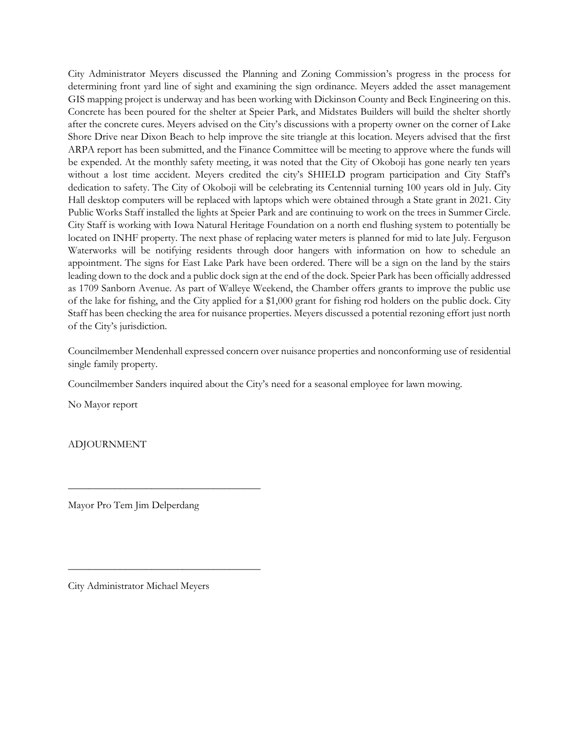City Administrator Meyers discussed the Planning and Zoning Commission's progress in the process for determining front yard line of sight and examining the sign ordinance. Meyers added the asset management GIS mapping project is underway and has been working with Dickinson County and Beck Engineering on this. Concrete has been poured for the shelter at Speier Park, and Midstates Builders will build the shelter shortly after the concrete cures. Meyers advised on the City's discussions with a property owner on the corner of Lake Shore Drive near Dixon Beach to help improve the site triangle at this location. Meyers advised that the first ARPA report has been submitted, and the Finance Committee will be meeting to approve where the funds will be expended. At the monthly safety meeting, it was noted that the City of Okoboji has gone nearly ten years without a lost time accident. Meyers credited the city's SHIELD program participation and City Staff's dedication to safety. The City of Okoboji will be celebrating its Centennial turning 100 years old in July. City Hall desktop computers will be replaced with laptops which were obtained through a State grant in 2021. City Public Works Staff installed the lights at Speier Park and are continuing to work on the trees in Summer Circle. City Staff is working with Iowa Natural Heritage Foundation on a north end flushing system to potentially be located on INHF property. The next phase of replacing water meters is planned for mid to late July. Ferguson Waterworks will be notifying residents through door hangers with information on how to schedule an appointment. The signs for East Lake Park have been ordered. There will be a sign on the land by the stairs leading down to the dock and a public dock sign at the end of the dock. Speier Park has been officially addressed as 1709 Sanborn Avenue. As part of Walleye Weekend, the Chamber offers grants to improve the public use of the lake for fishing, and the City applied for a $1,000 grant for fishing rod holders on the public dock. City Staff has been checking the area for nuisance properties. Meyers discussed a potential rezoning effort just north of the City's jurisdiction.

Councilmember Mendenhall expressed concern over nuisance properties and nonconforming use of residential single family property.

Councilmember Sanders inquired about the City's need for a seasonal employee for lawn mowing.

No Mayor report

ADJOURNMENT

\_\_\_\_\_\_\_\_\_\_\_\_\_\_\_\_\_\_\_\_\_\_\_\_\_\_\_\_\_\_\_\_\_\_\_\_

Mayor Pro Tem Jim Delperdang

\_\_\_\_\_\_\_\_\_\_\_\_\_\_\_\_\_\_\_\_\_\_\_\_\_\_\_\_\_\_\_\_\_\_\_\_

City Administrator Michael Meyers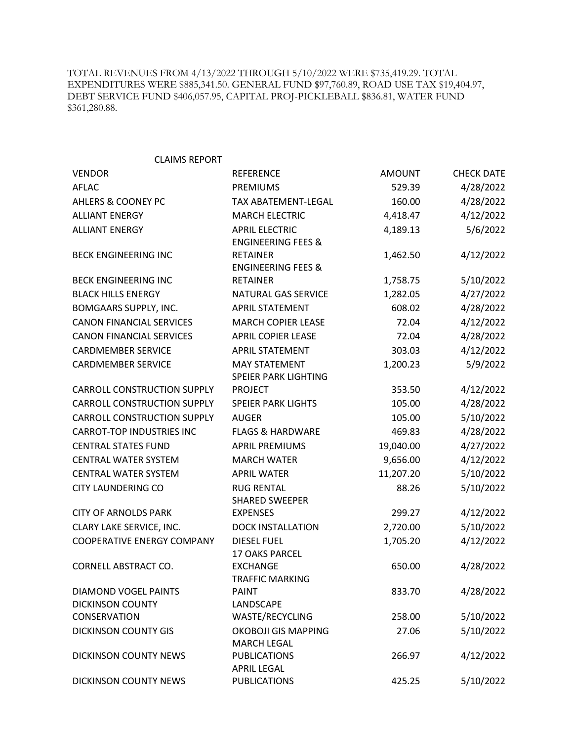TOTAL REVENUES FROM 4/13/2022 THROUGH 5/10/2022 WERE $735,419.29. TOTAL EXPENDITURES WERE $885,341.50. GENERAL FUND $97,760.89, ROAD USE TAX $19,404.97, DEBT SERVICE FUND $406,057.95, CAPITAL PROJ-PICKLEBALL $836.81, WATER FUND $361,280.88.

CLAIMS REPORT

| VENDOR | REFERENCE | AMOUNT | CHECK DATE |
|---|---|---|---|
| AFLAC | PREMIUMS | 529.39 | 4/28/2022 |
| AHLERS & COONEY PC | TAX ABATEMENT-LEGAL | 160.00 | 4/28/2022 |
| ALLIANT ENERGY | MARCH ELECTRIC | 4,418.47 | 4/12/2022 |
| ALLIANT ENERGY | APRIL ELECTRIC | 4,189.13 | 5/6/2022 |
| BECK ENGINEERING INC | ENGINEERING FEES & RETAINER | 1,462.50 | 4/12/2022 |
| BECK ENGINEERING INC | ENGINEERING FEES & RETAINER | 1,758.75 | 5/10/2022 |
| BLACK HILLS ENERGY | NATURAL GAS SERVICE | 1,282.05 | 4/27/2022 |
| BOMGAARS SUPPLY, INC. | APRIL STATEMENT | 608.02 | 4/28/2022 |
| CANON FINANCIAL SERVICES | MARCH COPIER LEASE | 72.04 | 4/12/2022 |
| CANON FINANCIAL SERVICES | APRIL COPIER LEASE | 72.04 | 4/28/2022 |
| CARDMEMBER SERVICE | APRIL STATEMENT | 303.03 | 4/12/2022 |
| CARDMEMBER SERVICE | MAY STATEMENT | 1,200.23 | 5/9/2022 |
| CARROLL CONSTRUCTION SUPPLY | SPEIER PARK LIGHTING PROJECT | 353.50 | 4/12/2022 |
| CARROLL CONSTRUCTION SUPPLY | SPEIER PARK LIGHTS | 105.00 | 4/28/2022 |
| CARROLL CONSTRUCTION SUPPLY | AUGER | 105.00 | 5/10/2022 |
| CARROT-TOP INDUSTRIES INC | FLAGS & HARDWARE | 469.83 | 4/28/2022 |
| CENTRAL STATES FUND | APRIL PREMIUMS | 19,040.00 | 4/27/2022 |
| CENTRAL WATER SYSTEM | MARCH WATER | 9,656.00 | 4/12/2022 |
| CENTRAL WATER SYSTEM | APRIL WATER | 11,207.20 | 5/10/2022 |
| CITY LAUNDERING CO | RUG RENTAL | 88.26 | 5/10/2022 |
| CITY OF ARNOLDS PARK | SHARED SWEEPER EXPENSES | 299.27 | 4/12/2022 |
| CLARY LAKE SERVICE, INC. | DOCK INSTALLATION | 2,720.00 | 5/10/2022 |
| COOPERATIVE ENERGY COMPANY | DIESEL FUEL | 1,705.20 | 4/12/2022 |
| CORNELL ABSTRACT CO. | 17 OAKS PARCEL EXCHANGE | 650.00 | 4/28/2022 |
| DIAMOND VOGEL PAINTS | TRAFFIC MARKING PAINT | 833.70 | 4/28/2022 |
| DICKINSON COUNTY CONSERVATION | LANDSCAPE WASTE/RECYCLING | 258.00 | 5/10/2022 |
| DICKINSON COUNTY GIS | OKOBOJI GIS MAPPING | 27.06 | 5/10/2022 |
| DICKINSON COUNTY NEWS | MARCH LEGAL PUBLICATIONS | 266.97 | 4/12/2022 |
| DICKINSON COUNTY NEWS | APRIL LEGAL PUBLICATIONS | 425.25 | 5/10/2022 |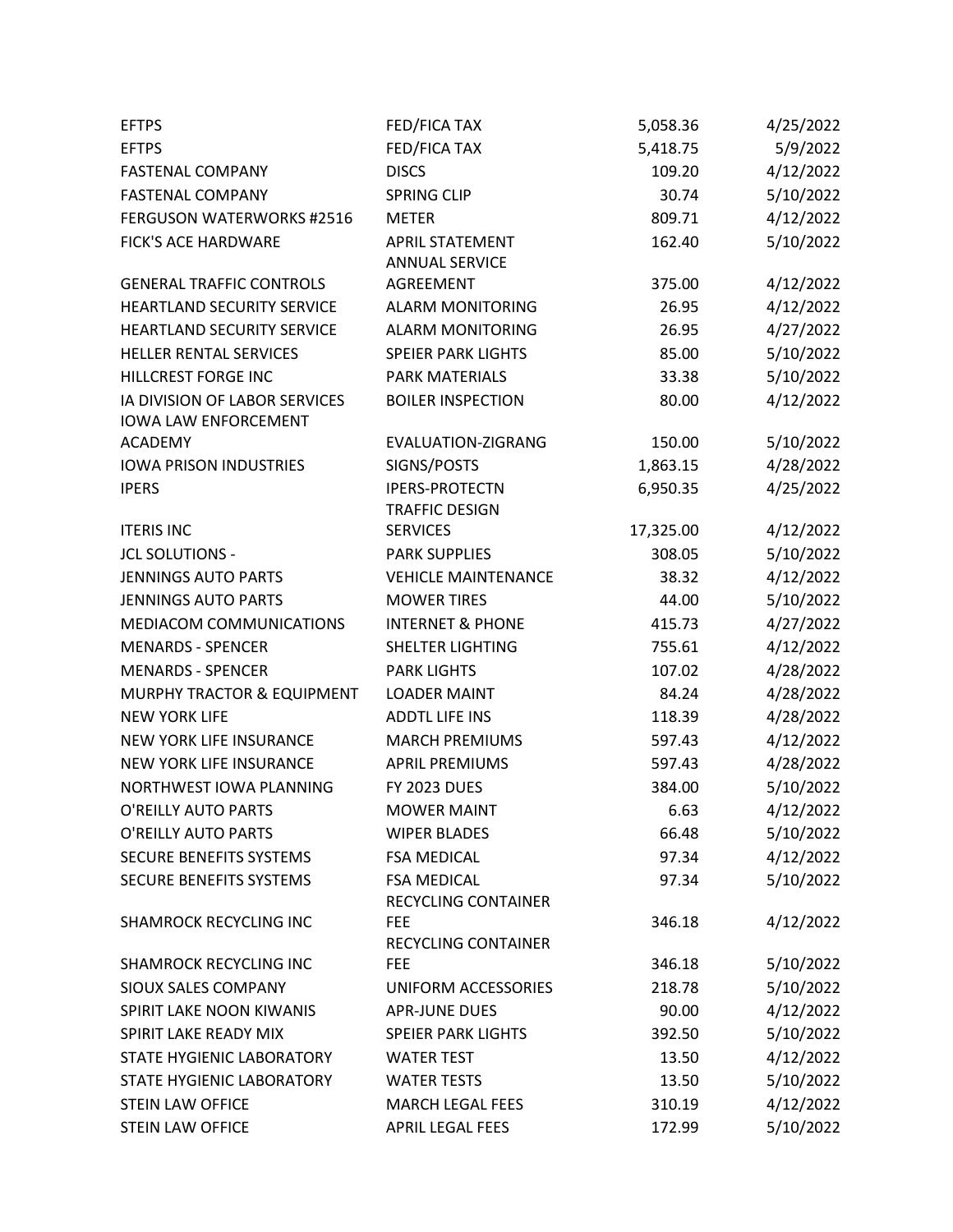| | | | |
|---|---|---|---|
| EFTPS | FED/FICA TAX | 5,058.36 | 4/25/2022 |
| EFTPS | FED/FICA TAX | 5,418.75 | 5/9/2022 |
| FASTENAL COMPANY | DISCS | 109.20 | 4/12/2022 |
| FASTENAL COMPANY | SPRING CLIP | 30.74 | 5/10/2022 |
| FERGUSON WATERWORKS #2516 | METER | 809.71 | 4/12/2022 |
| FICK'S ACE HARDWARE | APRIL STATEMENT | 162.40 | 5/10/2022 |
| GENERAL TRAFFIC CONTROLS | ANNUAL SERVICE AGREEMENT | 375.00 | 4/12/2022 |
| HEARTLAND SECURITY SERVICE | ALARM MONITORING | 26.95 | 4/12/2022 |
| HEARTLAND SECURITY SERVICE | ALARM MONITORING | 26.95 | 4/27/2022 |
| HELLER RENTAL SERVICES | SPEIER PARK LIGHTS | 85.00 | 5/10/2022 |
| HILLCREST FORGE INC | PARK MATERIALS | 33.38 | 5/10/2022 |
| IA DIVISION OF LABOR SERVICES | BOILER INSPECTION | 80.00 | 4/12/2022 |
| IOWA LAW ENFORCEMENT ACADEMY | EVALUATION-ZIGRANG | 150.00 | 5/10/2022 |
| IOWA PRISON INDUSTRIES | SIGNS/POSTS | 1,863.15 | 4/28/2022 |
| IPERS | IPERS-PROTECTN | 6,950.35 | 4/25/2022 |
| ITERIS INC | TRAFFIC DESIGN SERVICES | 17,325.00 | 4/12/2022 |
| JCL SOLUTIONS - | PARK SUPPLIES | 308.05 | 5/10/2022 |
| JENNINGS AUTO PARTS | VEHICLE MAINTENANCE | 38.32 | 4/12/2022 |
| JENNINGS AUTO PARTS | MOWER TIRES | 44.00 | 5/10/2022 |
| MEDIACOM COMMUNICATIONS | INTERNET & PHONE | 415.73 | 4/27/2022 |
| MENARDS - SPENCER | SHELTER LIGHTING | 755.61 | 4/12/2022 |
| MENARDS - SPENCER | PARK LIGHTS | 107.02 | 4/28/2022 |
| MURPHY TRACTOR & EQUIPMENT | LOADER MAINT | 84.24 | 4/28/2022 |
| NEW YORK LIFE | ADDTL LIFE INS | 118.39 | 4/28/2022 |
| NEW YORK LIFE INSURANCE | MARCH PREMIUMS | 597.43 | 4/12/2022 |
| NEW YORK LIFE INSURANCE | APRIL PREMIUMS | 597.43 | 4/28/2022 |
| NORTHWEST IOWA PLANNING | FY 2023 DUES | 384.00 | 5/10/2022 |
| O'REILLY AUTO PARTS | MOWER MAINT | 6.63 | 4/12/2022 |
| O'REILLY AUTO PARTS | WIPER BLADES | 66.48 | 5/10/2022 |
| SECURE BENEFITS SYSTEMS | FSA MEDICAL | 97.34 | 4/12/2022 |
| SECURE BENEFITS SYSTEMS | FSA MEDICAL | 97.34 | 5/10/2022 |
| SHAMROCK RECYCLING INC | RECYCLING CONTAINER FEE | 346.18 | 4/12/2022 |
| SHAMROCK RECYCLING INC | RECYCLING CONTAINER FEE | 346.18 | 5/10/2022 |
| SIOUX SALES COMPANY | UNIFORM ACCESSORIES | 218.78 | 5/10/2022 |
| SPIRIT LAKE NOON KIWANIS | APR-JUNE DUES | 90.00 | 4/12/2022 |
| SPIRIT LAKE READY MIX | SPEIER PARK LIGHTS | 392.50 | 5/10/2022 |
| STATE HYGIENIC LABORATORY | WATER TEST | 13.50 | 4/12/2022 |
| STATE HYGIENIC LABORATORY | WATER TESTS | 13.50 | 5/10/2022 |
| STEIN LAW OFFICE | MARCH LEGAL FEES | 310.19 | 4/12/2022 |
| STEIN LAW OFFICE | APRIL LEGAL FEES | 172.99 | 5/10/2022 |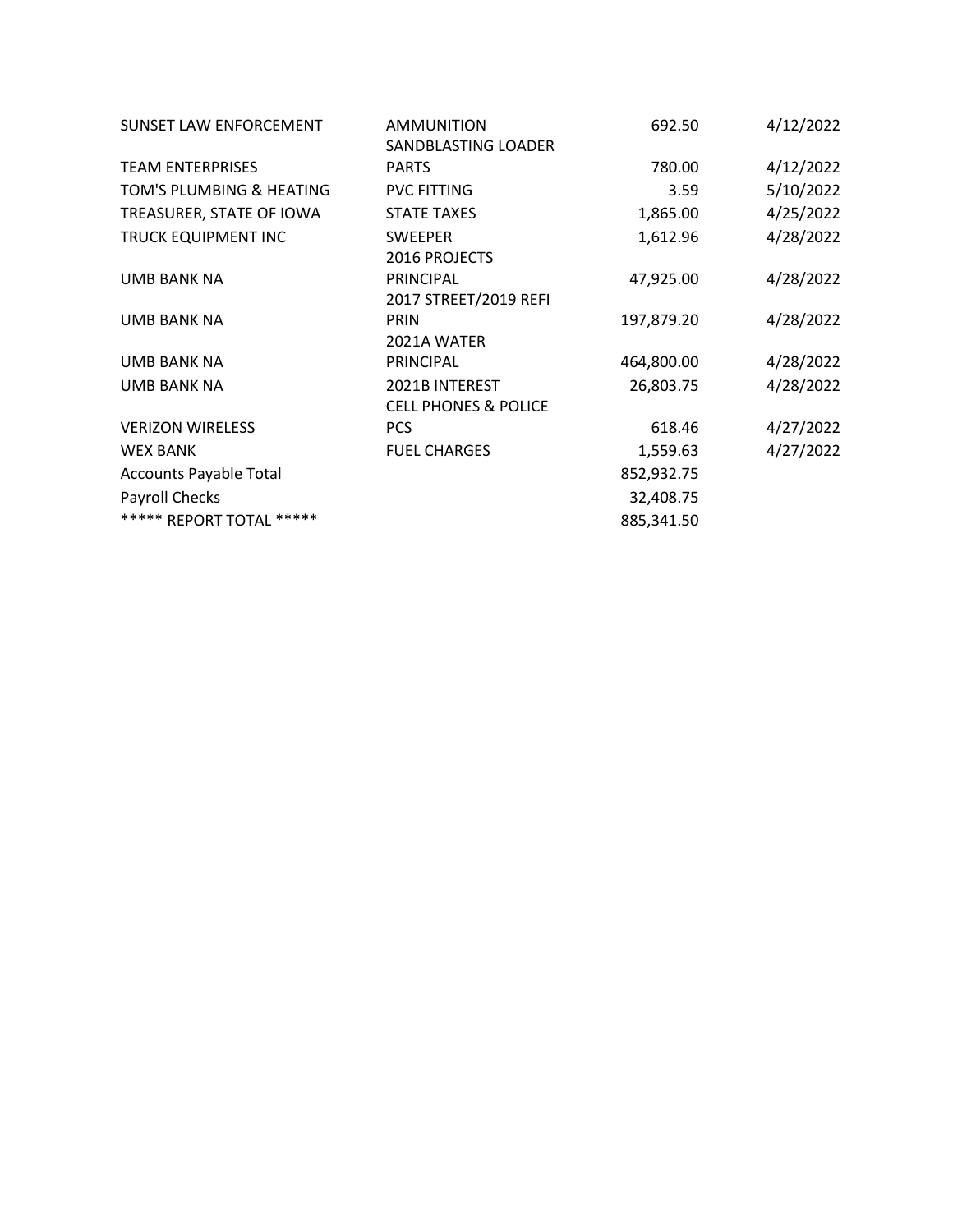| | | | |
|---|---|---|---|
| SUNSET LAW ENFORCEMENT | AMMUNITION | 692.50 | 4/12/2022 |
| TEAM ENTERPRISES | SANDBLASTING LOADER PARTS | 780.00 | 4/12/2022 |
| TOM'S PLUMBING & HEATING | PVC FITTING | 3.59 | 5/10/2022 |
| TREASURER, STATE OF IOWA | STATE TAXES | 1,865.00 | 4/25/2022 |
| TRUCK EQUIPMENT INC | SWEEPER | 1,612.96 | 4/28/2022 |
| UMB BANK NA | 2016 PROJECTS PRINCIPAL | 47,925.00 | 4/28/2022 |
| UMB BANK NA | 2017 STREET/2019 REFI PRIN | 197,879.20 | 4/28/2022 |
| UMB BANK NA | 2021A WATER PRINCIPAL | 464,800.00 | 4/28/2022 |
| UMB BANK NA | 2021B INTEREST | 26,803.75 | 4/28/2022 |
| VERIZON WIRELESS | CELL PHONES & POLICE PCS | 618.46 | 4/27/2022 |
| WEX BANK | FUEL CHARGES | 1,559.63 | 4/27/2022 |
| Accounts Payable Total | | 852,932.75 | |
| Payroll Checks | | 32,408.75 | |
| ***** REPORT TOTAL ***** | | 885,341.50 | |